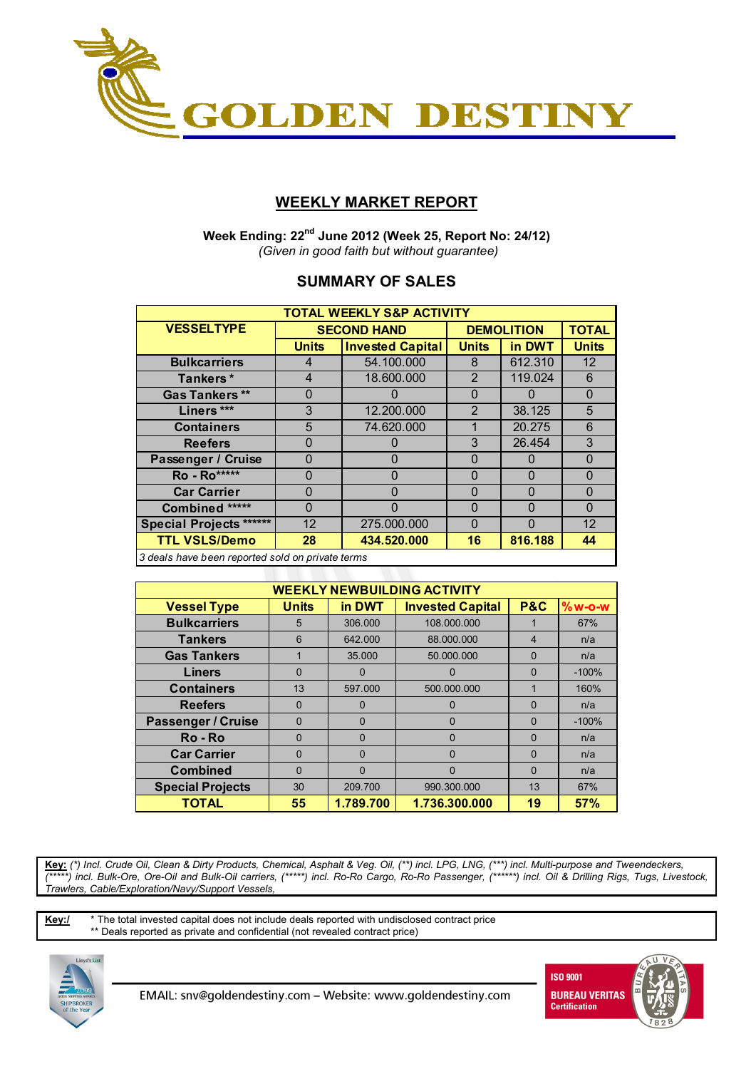# GOLDEN DESTINY

## WEEKLY MARKET REPORT

**Week Ending: 22nd June 2012 (Week 25, Report No: 24/12)**
*(Given in good faith but without guarantee)*

### SUMMARY OF SALES

| TOTAL WEEKLY S&P ACTIVITY | | | | | |
|---|---|---|---|---|---|
| **VESSELTYPE** | **SECOND HAND** | | **DEMOLITION** | | **TOTAL** |
| | **Units** | **Invested Capital** | **Units** | **in DWT** | **Units** |
| **Bulkcarriers** | 4 | 54.100.000 | 8 | 612.310 | 12 |
| **Tankers \*** | 4 | 18.600.000 | 2 | 119.024 | 6 |
| **Gas Tankers \*\*** | 0 | 0 | 0 | 0 | 0 |
| **Liners \*\*\*** | 3 | 12.200.000 | 2 | 38.125 | 5 |
| **Containers** | 5 | 74.620.000 | 1 | 20.275 | 6 |
| **Reefers** | 0 | 0 | 3 | 26.454 | 3 |
| **Passenger / Cruise** | 0 | 0 | 0 | 0 | 0 |
| **Ro - Ro\*\*\*\*\*** | 0 | 0 | 0 | 0 | 0 |
| **Car Carrier** | 0 | 0 | 0 | 0 | 0 |
| **Combined \*\*\*\*\*** | 0 | 0 | 0 | 0 | 0 |
| **Special Projects \*\*\*\*\*\*** | 12 | 275.000.000 | 0 | 0 | 12 |
| **TTL VSLS/Demo** | **28** | **434.520.000** | **16** | **816.188** | **44** |

*3 deals have been reported sold on private terms*

| WEEKLY NEWBUILDING ACTIVITY | | | | | |
|---|---|---|---|---|---|
| **Vessel Type** | **Units** | **in DWT** | **Invested Capital** | **P&C** | **%w-o-w** |
| **Bulkcarriers** | 5 | 306.000 | 108.000.000 | 1 | 67% |
| **Tankers** | 6 | 642.000 | 88.000.000 | 4 | n/a |
| **Gas Tankers** | 1 | 35.000 | 50.000.000 | 0 | n/a |
| **Liners** | 0 | 0 | 0 | 0 | -100% |
| **Containers** | 13 | 597.000 | 500.000.000 | 1 | 160% |
| **Reefers** | 0 | 0 | 0 | 0 | n/a |
| **Passenger / Cruise** | 0 | 0 | 0 | 0 | -100% |
| **Ro - Ro** | 0 | 0 | 0 | 0 | n/a |
| **Car Carrier** | 0 | 0 | 0 | 0 | n/a |
| **Combined** | 0 | 0 | 0 | 0 | n/a |
| **Special Projects** | 30 | 209.700 | 990.300.000 | 13 | 67% |
| **TOTAL** | **55** | **1.789.700** | **1.736.300.000** | **19** | **57%** |

**Key:** *(\*) Incl. Crude Oil, Clean & Dirty Products, Chemical, Asphalt & Veg. Oil, (\*\*) incl. LPG, LNG, (\*\*\*) incl. Multi-purpose and Tweendeckers, (\*\*\*\*\*) incl. Bulk-Ore, Ore-Oil and Bulk-Oil carriers, (\*\*\*\*\*) incl. Ro-Ro Cargo, Ro-Ro Passenger, (\*\*\*\*\*\*) incl. Oil & Drilling Rigs, Tugs, Livestock, Trawlers, Cable/Exploration/Navy/Support Vessels,*

**Key:/** \* The total invested capital does not include deals reported with undisclosed contract price
\*\* Deals reported as private and confidential (not revealed contract price)

EMAIL: snv@goldendestiny.com – Website: www.goldendestiny.com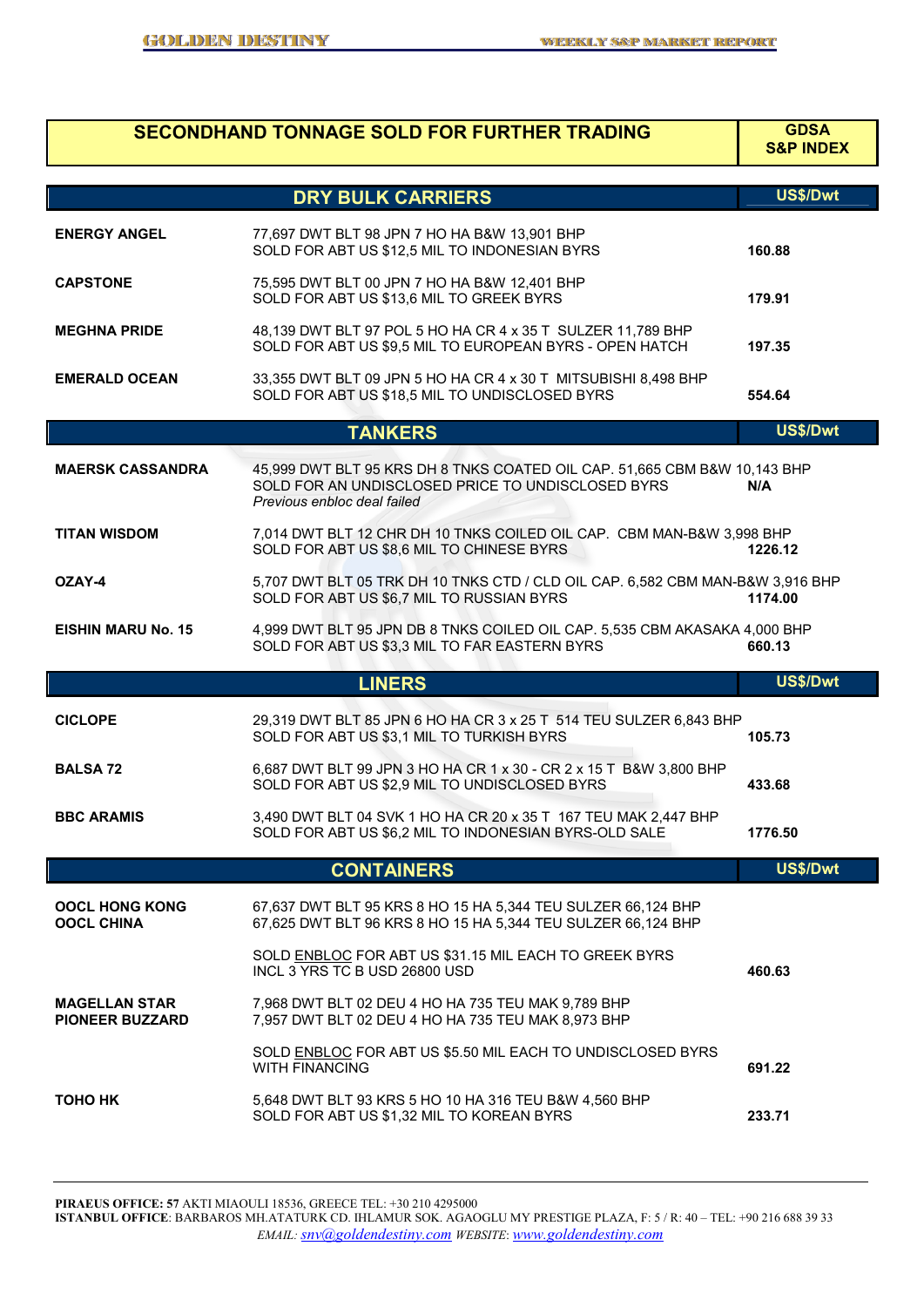# SECONDHAND TONNAGE SOLD FOR FURTHER TRADING

**GDSA S&P INDEX**

## DRY BULK CARRIERS

| Vessel | Details | US$/Dwt |
|---|---|---|
| **ENERGY ANGEL** | 77,697 DWT BLT 98 JPN 7 HO HA B&W 13,901 BHP<br>SOLD FOR ABT US $12,5 MIL TO INDONESIAN BYRS | 160.88 |
| **CAPSTONE** | 75,595 DWT BLT 00 JPN 7 HO HA B&W 12,401 BHP<br>SOLD FOR ABT US $13,6 MIL TO GREEK BYRS | 179.91 |
| **MEGHNA PRIDE** | 48,139 DWT BLT 97 POL 5 HO HA CR 4 x 35 T SULZER 11,789 BHP<br>SOLD FOR ABT US $9,5 MIL TO EUROPEAN BYRS - OPEN HATCH | 197.35 |
| **EMERALD OCEAN** | 33,355 DWT BLT 09 JPN 5 HO HA CR 4 x 30 T MITSUBISHI 8,498 BHP<br>SOLD FOR ABT US $18,5 MIL TO UNDISCLOSED BYRS | 554.64 |

## TANKERS

| Vessel | Details | US$/Dwt |
|---|---|---|
| **MAERSK CASSANDRA** | 45,999 DWT BLT 95 KRS DH 8 TNKS COATED OIL CAP. 51,665 CBM B&W 10,143 BHP<br>SOLD FOR AN UNDISCLOSED PRICE TO UNDISCLOSED BYRS<br>*Previous enbloc deal failed* | N/A |
| **TITAN WISDOM** | 7,014 DWT BLT 12 CHR DH 10 TNKS COILED OIL CAP. CBM MAN-B&W 3,998 BHP<br>SOLD FOR ABT US $8,6 MIL TO CHINESE BYRS | 1226.12 |
| **OZAY-4** | 5,707 DWT BLT 05 TRK DH 10 TNKS CTD / CLD OIL CAP. 6,582 CBM MAN-B&W 3,916 BHP<br>SOLD FOR ABT US $6,7 MIL TO RUSSIAN BYRS | 1174.00 |
| **EISHIN MARU No. 15** | 4,999 DWT BLT 95 JPN DB 8 TNKS COILED OIL CAP. 5,535 CBM AKASAKA 4,000 BHP<br>SOLD FOR ABT US $3,3 MIL TO FAR EASTERN BYRS | 660.13 |

## LINERS

| Vessel | Details | US$/Dwt |
|---|---|---|
| **CICLOPE** | 29,319 DWT BLT 85 JPN 6 HO HA CR 3 x 25 T 514 TEU SULZER 6,843 BHP<br>SOLD FOR ABT US $3,1 MIL TO TURKISH BYRS | 105.73 |
| **BALSA 72** | 6,687 DWT BLT 99 JPN 3 HO HA CR 1 x 30 - CR 2 x 15 T B&W 3,800 BHP<br>SOLD FOR ABT US $2,9 MIL TO UNDISCLOSED BYRS | 433.68 |
| **BBC ARAMIS** | 3,490 DWT BLT 04 SVK 1 HO HA CR 20 x 35 T 167 TEU MAK 2,447 BHP<br>SOLD FOR ABT US $6,2 MIL TO INDONESIAN BYRS-OLD SALE | 1776.50 |

## CONTAINERS

| Vessel | Details | US$/Dwt |
|---|---|---|
| **OOCL HONG KONG**<br>**OOCL CHINA** | 67,637 DWT BLT 95 KRS 8 HO 15 HA 5,344 TEU SULZER 66,124 BHP<br>67,625 DWT BLT 96 KRS 8 HO 15 HA 5,344 TEU SULZER 66,124 BHP<br>SOLD ENBLOC FOR ABT US $31.15 MIL EACH TO GREEK BYRS<br>INCL 3 YRS TC B USD 26800 USD | 460.63 |
| **MAGELLAN STAR**<br>**PIONEER BUZZARD** | 7,968 DWT BLT 02 DEU 4 HO HA 735 TEU MAK 9,789 BHP<br>7,957 DWT BLT 02 DEU 4 HO HA 735 TEU MAK 8,973 BHP<br>SOLD ENBLOC FOR ABT US $5.50 MIL EACH TO UNDISCLOSED BYRS<br>WITH FINANCING | 691.22 |
| **TOHO HK** | 5,648 DWT BLT 93 KRS 5 HO 10 HA 316 TEU B&W 4,560 BHP<br>SOLD FOR ABT US $1,32 MIL TO KOREAN BYRS | 233.71 |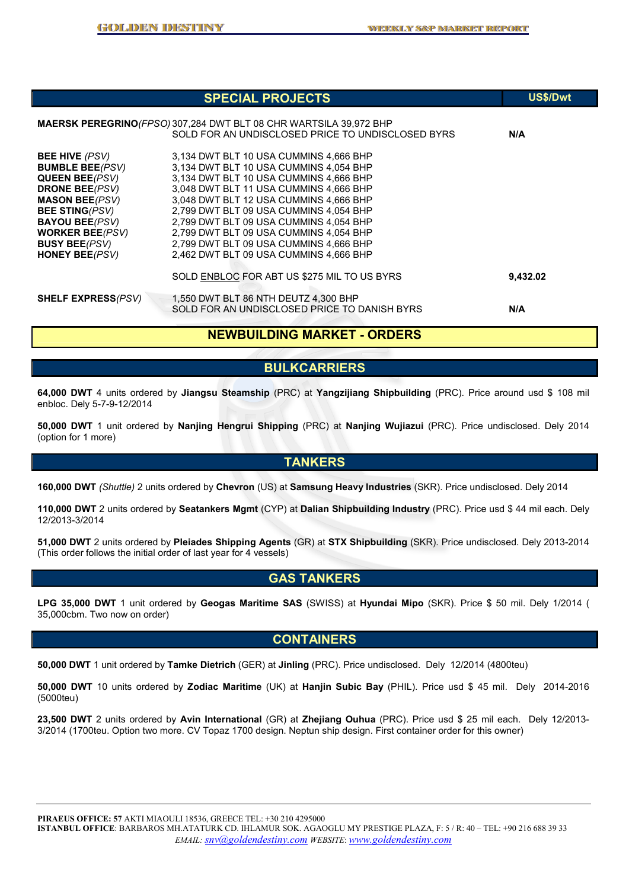## SPECIAL PROJECTS

| Vessel | Details | US$/Dwt |
|---|---|---|
| **MAERSK PEREGRINO** *(FPSO)* | 307,284 DWT BLT 08 CHR WARTSILA 39,972 BHP<br>SOLD FOR AN UNDISCLOSED PRICE TO UNDISCLOSED BYRS | **N/A** |
| **BEE HIVE** *(PSV)* | 3,134 DWT BLT 10 USA CUMMINS 4,666 BHP | |
| **BUMBLE BEE** *(PSV)* | 3,134 DWT BLT 10 USA CUMMINS 4,054 BHP | |
| **QUEEN BEE** *(PSV)* | 3,134 DWT BLT 10 USA CUMMINS 4,666 BHP | |
| **DRONE BEE** *(PSV)* | 3,048 DWT BLT 11 USA CUMMINS 4,666 BHP | |
| **MASON BEE** *(PSV)* | 3,048 DWT BLT 12 USA CUMMINS 4,666 BHP | |
| **BEE STING** *(PSV)* | 2,799 DWT BLT 09 USA CUMMINS 4,054 BHP | |
| **BAYOU BEE** *(PSV)* | 2,799 DWT BLT 09 USA CUMMINS 4,054 BHP | |
| **WORKER BEE** *(PSV)* | 2,799 DWT BLT 09 USA CUMMINS 4,054 BHP | |
| **BUSY BEE** *(PSV)* | 2,799 DWT BLT 09 USA CUMMINS 4,666 BHP | |
| **HONEY BEE** *(PSV)* | 2,462 DWT BLT 09 USA CUMMINS 4,666 BHP | |
| | SOLD ENBLOC FOR ABT US $275 MIL TO US BYRS | **9,432.02** |
| **SHELF EXPRESS** *(PSV)* | 1,550 DWT BLT 86 NTH DEUTZ 4,300 BHP<br>SOLD FOR AN UNDISCLOSED PRICE TO DANISH BYRS | **N/A** |

## NEWBUILDING MARKET - ORDERS

### BULKCARRIERS

**64,000 DWT** 4 units ordered by **Jiangsu Steamship** (PRC) at **Yangzijiang Shipbuilding** (PRC). Price around usd $ 108 mil enbloc. Dely 5-7-9-12/2014

**50,000 DWT** 1 unit ordered by **Nanjing Hengrui Shipping** (PRC) at **Nanjing Wujiazui** (PRC). Price undisclosed. Dely 2014 (option for 1 more)

### TANKERS

**160,000 DWT** *(Shuttle)* 2 units ordered by **Chevron** (US) at **Samsung Heavy Industries** (SKR). Price undisclosed. Dely 2014

**110,000 DWT** 2 units ordered by **Seatankers Mgmt** (CYP) at **Dalian Shipbuilding Industry** (PRC). Price usd $ 44 mil each. Dely 12/2013-3/2014

**51,000 DWT** 2 units ordered by **Pleiades Shipping Agents** (GR) at **STX Shipbuilding** (SKR). Price undisclosed. Dely 2013-2014 (This order follows the initial order of last year for 4 vessels)

### GAS TANKERS

**LPG 35,000 DWT** 1 unit ordered by **Geogas Maritime SAS** (SWISS) at **Hyundai Mipo** (SKR). Price $ 50 mil. Dely 1/2014 ( 35,000cbm. Two now on order)

### CONTAINERS

**50,000 DWT** 1 unit ordered by **Tamke Dietrich** (GER) at **Jinling** (PRC). Price undisclosed. Dely 12/2014 (4800teu)

**50,000 DWT** 10 units ordered by **Zodiac Maritime** (UK) at **Hanjin Subic Bay** (PHIL). Price usd $ 45 mil. Dely 2014-2016 (5000teu)

**23,500 DWT** 2 units ordered by **Avin International** (GR) at **Zhejiang Ouhua** (PRC). Price usd $ 25 mil each. Dely 12/2013-3/2014 (1700teu. Option two more. CV Topaz 1700 design. Neptun ship design. First container order for this owner)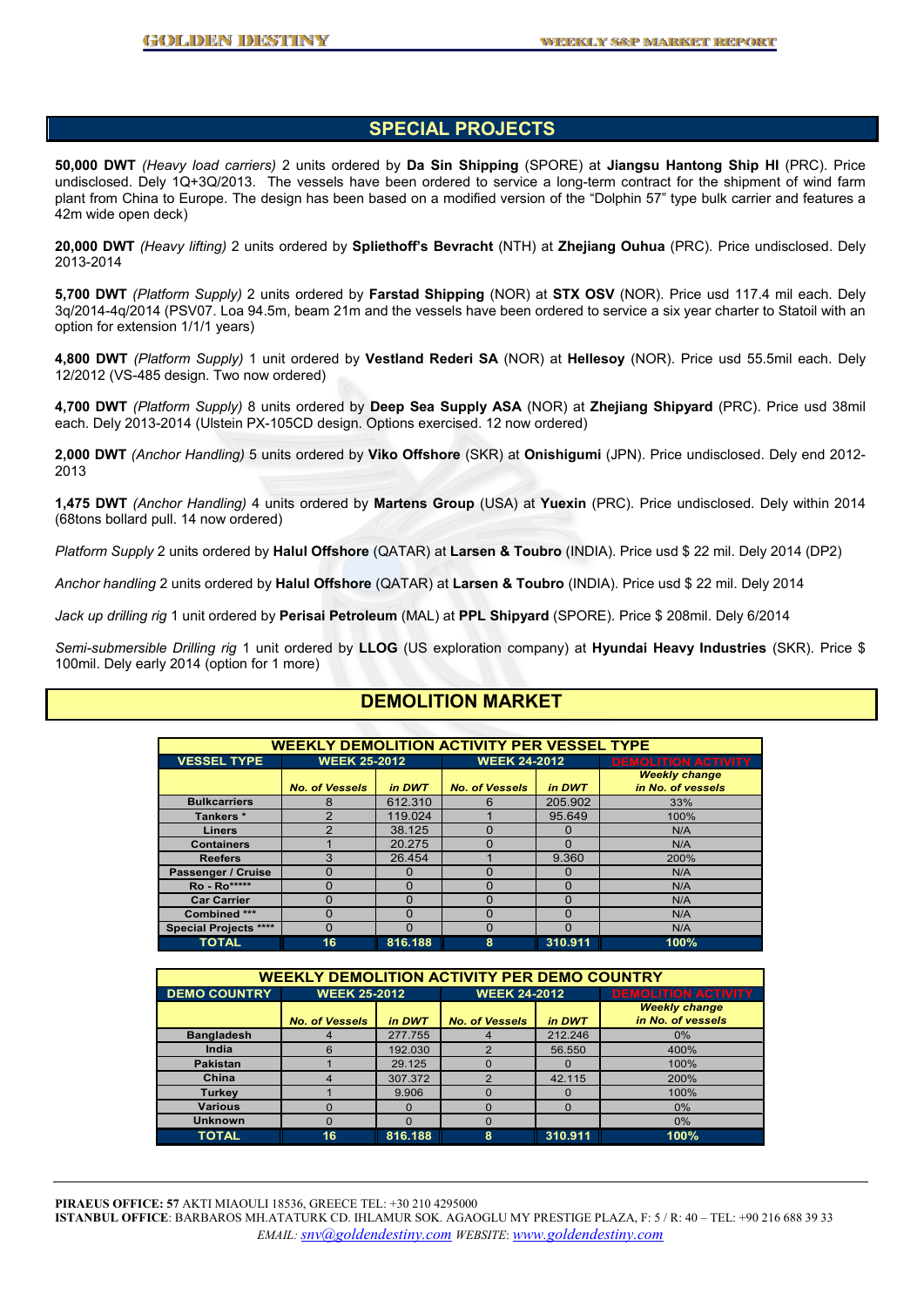## SPECIAL PROJECTS

**50,000 DWT** *(Heavy load carriers)* 2 units ordered by **Da Sin Shipping** (SPORE) at **Jiangsu Hantong Ship HI** (PRC). Price undisclosed. Dely 1Q+3Q/2013. The vessels have been ordered to service a long-term contract for the shipment of wind farm plant from China to Europe. The design has been based on a modified version of the "Dolphin 57" type bulk carrier and features a 42m wide open deck)

**20,000 DWT** *(Heavy lifting)* 2 units ordered by **Spliethoff's Bevracht** (NTH) at **Zhejiang Ouhua** (PRC). Price undisclosed. Dely 2013-2014

**5,700 DWT** *(Platform Supply)* 2 units ordered by **Farstad Shipping** (NOR) at **STX OSV** (NOR). Price usd 117.4 mil each. Dely 3q/2014-4q/2014 (PSV07. Loa 94.5m, beam 21m and the vessels have been ordered to service a six year charter to Statoil with an option for extension 1/1/1 years)

**4,800 DWT** *(Platform Supply)* 1 unit ordered by **Vestland Rederi SA** (NOR) at **Hellesoy** (NOR). Price usd 55.5mil each. Dely 12/2012 (VS-485 design. Two now ordered)

**4,700 DWT** *(Platform Supply)* 8 units ordered by **Deep Sea Supply ASA** (NOR) at **Zhejiang Shipyard** (PRC). Price usd 38mil each. Dely 2013-2014 (Ulstein PX-105CD design. Options exercised. 12 now ordered)

**2,000 DWT** *(Anchor Handling)* 5 units ordered by **Viko Offshore** (SKR) at **Onishigumi** (JPN). Price undisclosed. Dely end 2012-2013

**1,475 DWT** *(Anchor Handling)* 4 units ordered by **Martens Group** (USA) at **Yuexin** (PRC). Price undisclosed. Dely within 2014 (68tons bollard pull. 14 now ordered)

*Platform Supply* 2 units ordered by **Halul Offshore** (QATAR) at **Larsen & Toubro** (INDIA). Price usd $ 22 mil. Dely 2014 (DP2)

*Anchor handling* 2 units ordered by **Halul Offshore** (QATAR) at **Larsen & Toubro** (INDIA). Price usd $ 22 mil. Dely 2014

*Jack up drilling rig* 1 unit ordered by **Perisai Petroleum** (MAL) at **PPL Shipyard** (SPORE). Price $ 208mil. Dely 6/2014

*Semi-submersible Drilling rig* 1 unit ordered by **LLOG** (US exploration company) at **Hyundai Heavy Industries** (SKR). Price $ 100mil. Dely early 2014 (option for 1 more)

## DEMOLITION MARKET

**WEEKLY DEMOLITION ACTIVITY PER VESSEL TYPE**

| VESSEL TYPE | WEEK 25-2012 | | WEEK 24-2012 | | DEMOLITION ACTIVITY |
|---|---|---|---|---|---|
| | No. of Vessels | in DWT | No. of Vessels | in DWT | Weekly change in No. of vessels |
| Bulkcarriers | 8 | 612.310 | 6 | 205.902 | 33% |
| Tankers * | 2 | 119.024 | 1 | 95.649 | 100% |
| Liners | 2 | 38.125 | 0 | 0 | N/A |
| Containers | 1 | 20.275 | 0 | 0 | N/A |
| Reefers | 3 | 26.454 | 1 | 9.360 | 200% |
| Passenger / Cruise | 0 | 0 | 0 | 0 | N/A |
| Ro - Ro***** | 0 | 0 | 0 | 0 | N/A |
| Car Carrier | 0 | 0 | 0 | 0 | N/A |
| Combined *** | 0 | 0 | 0 | 0 | N/A |
| Special Projects **** | 0 | 0 | 0 | 0 | N/A |
| TOTAL | 16 | 816.188 | 8 | 310.911 | 100% |

**WEEKLY DEMOLITION ACTIVITY PER DEMO COUNTRY**

| DEMO COUNTRY | WEEK 25-2012 | | WEEK 24-2012 | | DEMOLITION ACTIVITY |
|---|---|---|---|---|---|
| | No. of Vessels | in DWT | No. of Vessels | in DWT | Weekly change in No. of vessels |
| Bangladesh | 4 | 277.755 | 4 | 212.246 | 0% |
| India | 6 | 192.030 | 2 | 56.550 | 400% |
| Pakistan | 1 | 29.125 | 0 | 0 | 100% |
| China | 4 | 307.372 | 2 | 42.115 | 200% |
| Turkey | 1 | 9.906 | 0 | 0 | 100% |
| Various | 0 | 0 | 0 | 0 | 0% |
| Unknown | 0 | 0 | 0 | | 0% |
| TOTAL | 16 | 816.188 | 8 | 310.911 | 100% |

**PIRAEUS OFFICE: 57** AKTI MIAOULI 18536, GREECE TEL: +30 210 4295000
**ISTANBUL OFFICE**: BARBAROS MH.ATATURK CD. IHLAMUR SOK. AGAOGLU MY PRESTIGE PLAZA, F: 5 / R: 40 – TEL: +90 216 688 39 33
*EMAIL: snv@goldendestiny.com WEBSITE: www.goldendestiny.com*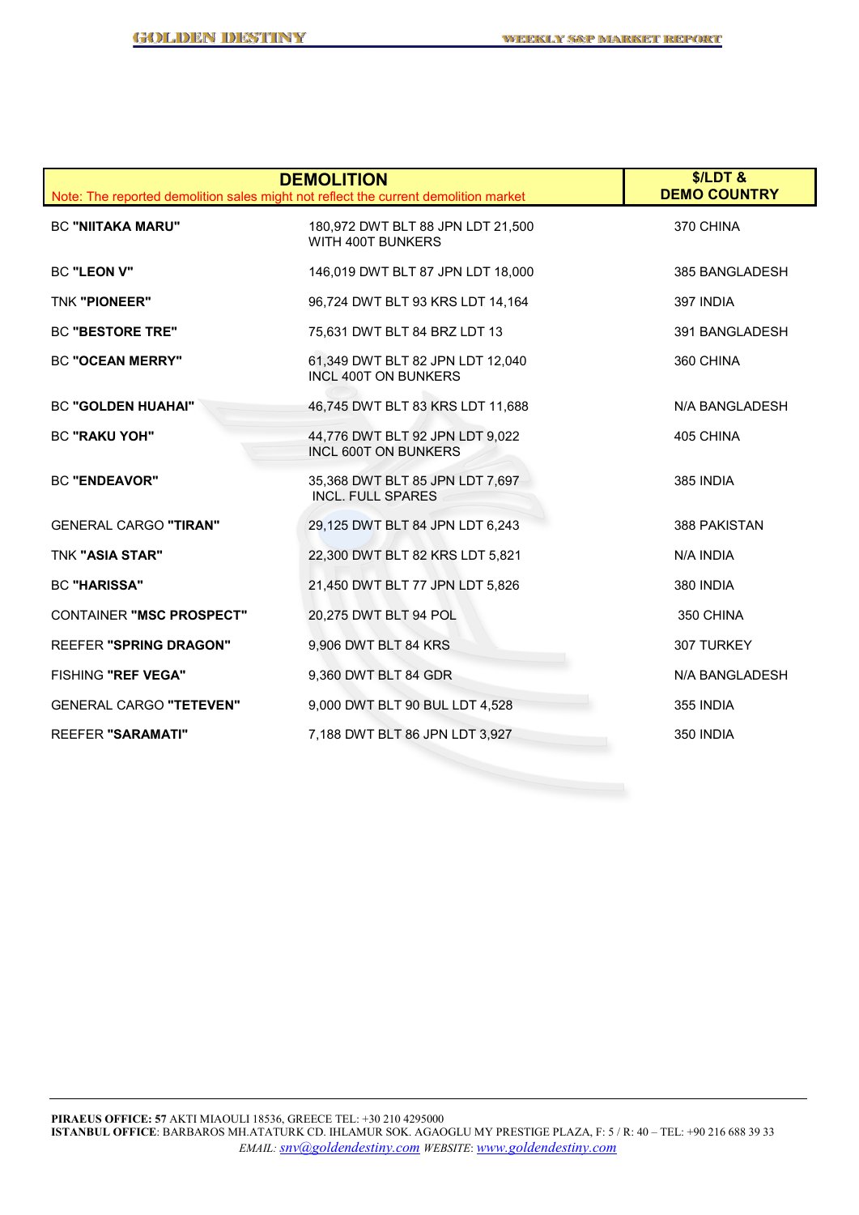| DEMOLITION<br>Note: The reported demolition sales might not reflect the current demolition market | | $/LDT &<br>DEMO COUNTRY |
|---|---|---|
| BC **"NIITAKA MARU"** | 180,972 DWT BLT 88 JPN LDT 21,500 WITH 400T BUNKERS | 370 CHINA |
| BC **"LEON V"** | 146,019 DWT BLT 87 JPN LDT 18,000 | 385 BANGLADESH |
| TNK **"PIONEER"** | 96,724 DWT BLT 93 KRS LDT 14,164 | 397 INDIA |
| BC **"BESTORE TRE"** | 75,631 DWT BLT 84 BRZ LDT 13 | 391 BANGLADESH |
| BC **"OCEAN MERRY"** | 61,349 DWT BLT 82 JPN LDT 12,040 INCL 400T ON BUNKERS | 360 CHINA |
| BC **"GOLDEN HUAHAI"** | 46,745 DWT BLT 83 KRS LDT 11,688 | N/A BANGLADESH |
| BC **"RAKU YOH"** | 44,776 DWT BLT 92 JPN LDT 9,022 INCL 600T ON BUNKERS | 405 CHINA |
| BC **"ENDEAVOR"** | 35,368 DWT BLT 85 JPN LDT 7,697 INCL. FULL SPARES | 385 INDIA |
| GENERAL CARGO **"TIRAN"** | 29,125 DWT BLT 84 JPN LDT 6,243 | 388 PAKISTAN |
| TNK **"ASIA STAR"** | 22,300 DWT BLT 82 KRS LDT 5,821 | N/A INDIA |
| BC **"HARISSA"** | 21,450 DWT BLT 77 JPN LDT 5,826 | 380 INDIA |
| CONTAINER **"MSC PROSPECT"** | 20,275 DWT BLT 94 POL | 350 CHINA |
| REEFER **"SPRING DRAGON"** | 9,906 DWT BLT 84 KRS | 307 TURKEY |
| FISHING **"REF VEGA"** | 9,360 DWT BLT 84 GDR | N/A BANGLADESH |
| GENERAL CARGO **"TETEVEN"** | 9,000 DWT BLT 90 BUL LDT 4,528 | 355 INDIA |
| REEFER **"SARAMATI"** | 7,188 DWT BLT 86 JPN LDT 3,927 | 350 INDIA |

**PIRAEUS OFFICE: 57** AKTI MIAOULI 18536, GREECE TEL: +30 210 4295000
**ISTANBUL OFFICE**: BARBAROS MH.ATATURK CD. IHLAMUR SOK. AGAOGLU MY PRESTIGE PLAZA, F: 5 / R: 40 – TEL: +90 216 688 39 33
*EMAIL: snv@goldendestiny.com WEBSITE: www.goldendestiny.com*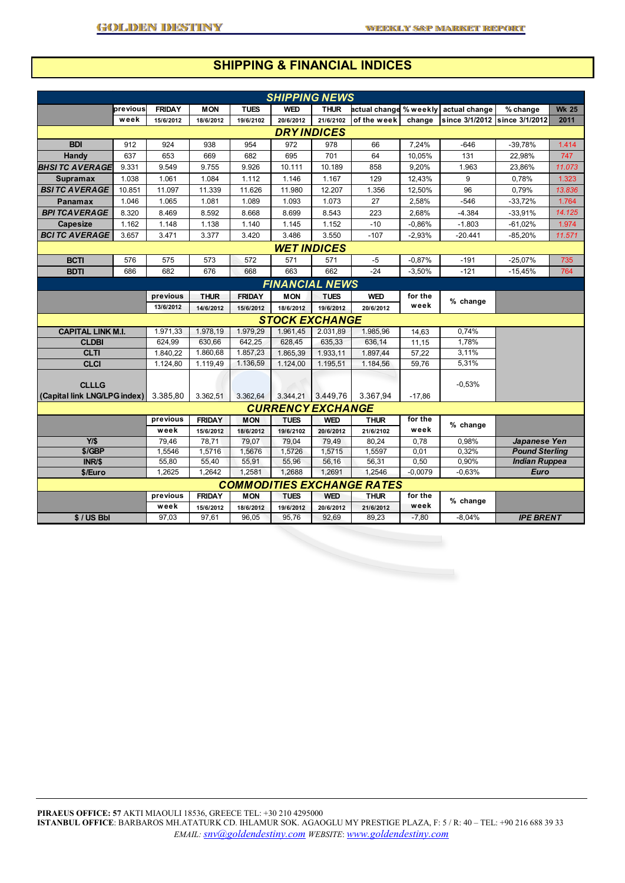# SHIPPING & FINANCIAL INDICES

## SHIPPING NEWS

| | previous week | FRIDAY 15/6/2012 | MON 18/6/2012 | TUES 19/6/2102 | WED 20/6/2012 | THUR 21/6/2102 | actual change of the week | % weekly change | actual change since 3/1/2012 | % change since 3/1/2012 | Wk 25 2011 |
|---|---|---|---|---|---|---|---|---|---|---|---|
| **DRY INDICES** | | | | | | | | | | | |
| BDI | 912 | 924 | 938 | 954 | 972 | 978 | 66 | 7,24% | -646 | -39,78% | 1.414 |
| Handy | 637 | 653 | 669 | 682 | 695 | 701 | 64 | 10,05% | 131 | 22,98% | 747 |
| BHSI TC AVERAGE | 9.331 | 9.549 | 9.755 | 9.926 | 10.111 | 10.189 | 858 | 9,20% | 1.963 | 23,86% | 11.073 |
| Supramax | 1.038 | 1.061 | 1.084 | 1.112 | 1.146 | 1.167 | 129 | 12,43% | 9 | 0,78% | 1.323 |
| BSI TC AVERAGE | 10.851 | 11.097 | 11.339 | 11.626 | 11.980 | 12.207 | 1.356 | 12,50% | 96 | 0,79% | 13.836 |
| Panamax | 1.046 | 1.065 | 1.081 | 1.089 | 1.093 | 1.073 | 27 | 2,58% | -546 | -33,72% | 1.764 |
| BPI TCAVERAGE | 8.320 | 8.469 | 8.592 | 8.668 | 8.699 | 8.543 | 223 | 2,68% | -4.384 | -33,91% | 14.125 |
| Capesize | 1.162 | 1.148 | 1.138 | 1.140 | 1.145 | 1.152 | -10 | -0,86% | -1.803 | -61,02% | 1.974 |
| BCI TC AVERAGE | 3.657 | 3.471 | 3.377 | 3.420 | 3.486 | 3.550 | -107 | -2,93% | -20.441 | -85,20% | 11.571 |
| **WET INDICES** | | | | | | | | | | | |
| BCTI | 576 | 575 | 573 | 572 | 571 | 571 | -5 | -0,87% | -191 | -25,07% | 735 |
| BDTI | 686 | 682 | 676 | 668 | 663 | 662 | -24 | -3,50% | -121 | -15,45% | 764 |

## FINANCIAL NEWS

### STOCK EXCHANGE

| | previous 13/6/2012 | THUR 14/6/2012 | FRIDAY 15/6/2012 | MON 18/6/2012 | TUES 19/6/2012 | WED 20/6/2012 | for the week | % change |
|---|---|---|---|---|---|---|---|---|
| CAPITAL LINK M.I. | 1.971,33 | 1.978,19 | 1.979,29 | 1.961,45 | 2.031,89 | 1.985,96 | 14,63 | 0,74% |
| CLDBI | 624,99 | 630,66 | 642,25 | 628,45 | 635,33 | 636,14 | 11,15 | 1,78% |
| CLTI | 1.840,22 | 1.860,68 | 1.857,23 | 1.865,39 | 1.933,11 | 1.897,44 | 57,22 | 3,11% |
| CLCI | 1.124,80 | 1.119,49 | 1.136,59 | 1.124,00 | 1.195,51 | 1.184,56 | 59,76 | 5,31% |
| CLLLG (Capital link LNG/LPG index) | 3.385,80 | 3.362,51 | 3.362,64 | 3.344,21 | 3.449,76 | 3.367,94 | -17,86 | -0,53% |

### CURRENCY EXCHANGE

| | previous week | FRIDAY 15/6/2012 | MON 18/6/2012 | TUES 19/6/2102 | WED 20/6/2012 | THUR 21/6/2102 | for the week | % change | |
|---|---|---|---|---|---|---|---|---|---|
| Y/$ | 79,46 | 78,71 | 79,07 | 79,04 | 79,49 | 80,24 | 0,78 | 0,98% | Japanese Yen |
| $/GBP | 1,5546 | 1,5716 | 1,5676 | 1,5726 | 1,5715 | 1,5597 | 0,01 | 0,32% | Pound Sterling |
| INR/$ | 55,80 | 55,40 | 55,91 | 55,96 | 56,16 | 56,31 | 0,50 | 0,90% | Indian Ruppea |
| $/Euro | 1,2625 | 1,2642 | 1,2581 | 1,2688 | 1,2691 | 1,2546 | -0,0079 | -0,63% | Euro |

### COMMODITIES EXCHANGE RATES

| | previous week | FRIDAY 15/6/2012 | MON 18/6/2012 | TUES 19/6/2102 | WED 20/6/2012 | THUR 21/6/2012 | for the week | % change | |
|---|---|---|---|---|---|---|---|---|---|
| $ / US Bbl | 97,03 | 97,61 | 96,05 | 95,76 | 92,69 | 89,23 | -7,80 | -8,04% | IPE BRENT |

**PIRAEUS OFFICE: 57** AKTI MIAOULI 18536, GREECE TEL: +30 210 4295000
**ISTANBUL OFFICE**: BARBAROS MH.ATATURK CD. IHLAMUR SOK. AGAOGLU MY PRESTIGE PLAZA, F: 5 / R: 40 – TEL: +90 216 688 39 33
*EMAIL: snv@goldendestiny.com WEBSITE: www.goldendestiny.com*